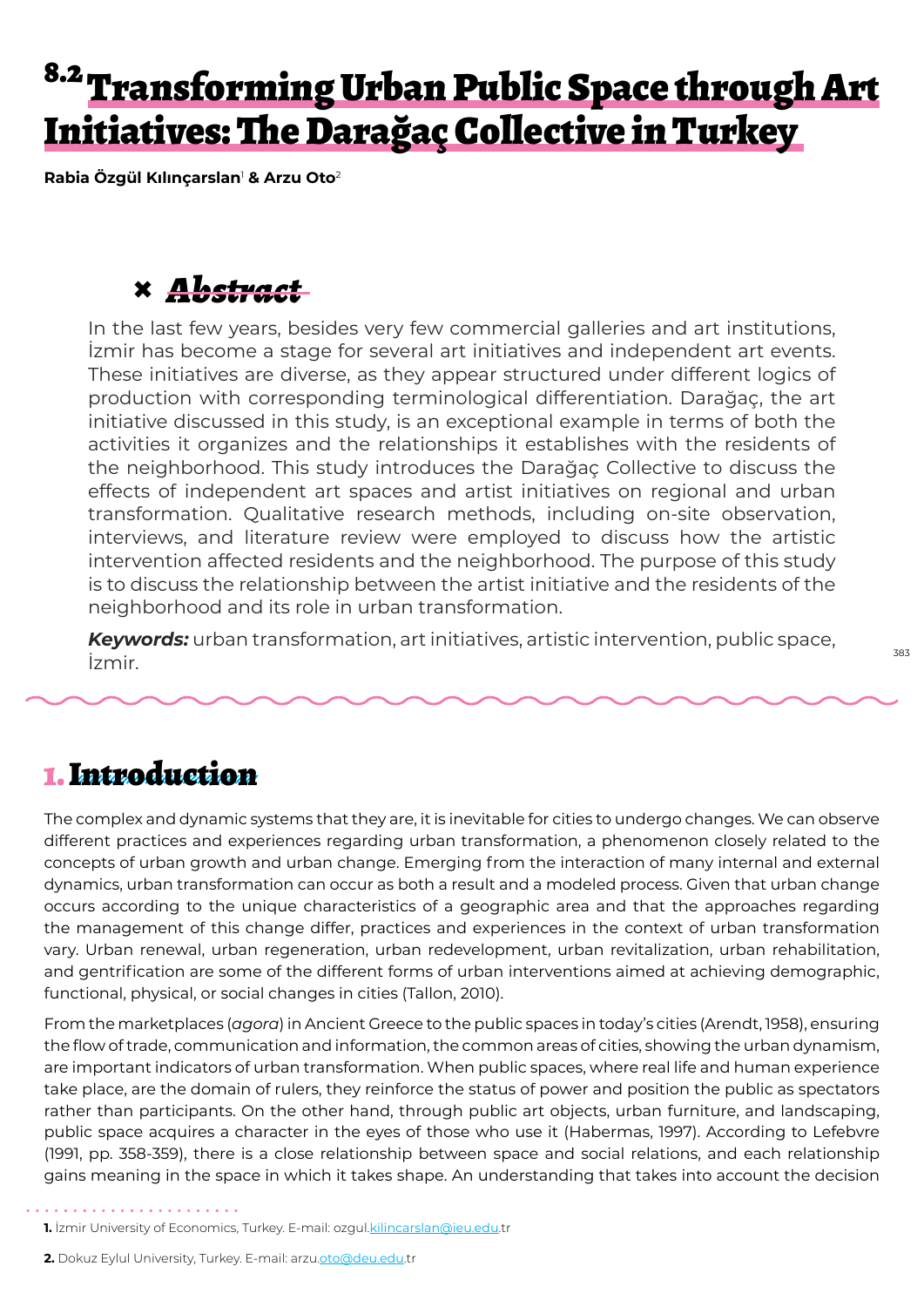# 8.2 Transforming Urban Public Space through Art Initiatives: The Darağaç Collective in Turkey

**Rabia Özgül Kılınçarslan**[1] **& Arzu Oto**[2]

## Abstract

In the last few years, besides very few commercial galleries and art institutions, İzmir has become a stage for several art initiatives and independent art events. These initiatives are diverse, as they appear structured under different logics of production with corresponding terminological differentiation. Darağaç, the art initiative discussed in this study, is an exceptional example in terms of both the activities it organizes and the relationships it establishes with the residents of the neighborhood. This study introduces the Darağaç Collective to discuss the effects of independent art spaces and artist initiatives on regional and urban transformation. Qualitative research methods, including on-site observation, interviews, and literature review were employed to discuss how the artistic intervention affected residents and the neighborhood. The purpose of this study is to discuss the relationship between the artist initiative and the residents of the neighborhood and its role in urban transformation.

***Keywords:*** urban transformation, art initiatives, artistic intervention, public space, İzmir.

## 1. Introduction

The complex and dynamic systems that they are, it is inevitable for cities to undergo changes. We can observe different practices and experiences regarding urban transformation, a phenomenon closely related to the concepts of urban growth and urban change. Emerging from the interaction of many internal and external dynamics, urban transformation can occur as both a result and a modeled process. Given that urban change occurs according to the unique characteristics of a geographic area and that the approaches regarding the management of this change differ, practices and experiences in the context of urban transformation vary. Urban renewal, urban regeneration, urban redevelopment, urban revitalization, urban rehabilitation, and gentrification are some of the different forms of urban interventions aimed at achieving demographic, functional, physical, or social changes in cities (Tallon, 2010).

From the marketplaces (*agora*) in Ancient Greece to the public spaces in today's cities (Arendt, 1958), ensuring the flow of trade, communication and information, the common areas of cities, showing the urban dynamism, are important indicators of urban transformation. When public spaces, where real life and human experience take place, are the domain of rulers, they reinforce the status of power and position the public as spectators rather than participants. On the other hand, through public art objects, urban furniture, and landscaping, public space acquires a character in the eyes of those who use it (Habermas, 1997). According to Lefebvre (1991, pp. 358-359), there is a close relationship between space and social relations, and each relationship gains meaning in the space in which it takes shape. An understanding that takes into account the decision

---

**1.** İzmir University of Economics, Turkey. E-mail: ozgul.kilincarslan@ieu.edu.tr

**2.** Dokuz Eylul University, Turkey. E-mail: arzu.oto@deu.edu.tr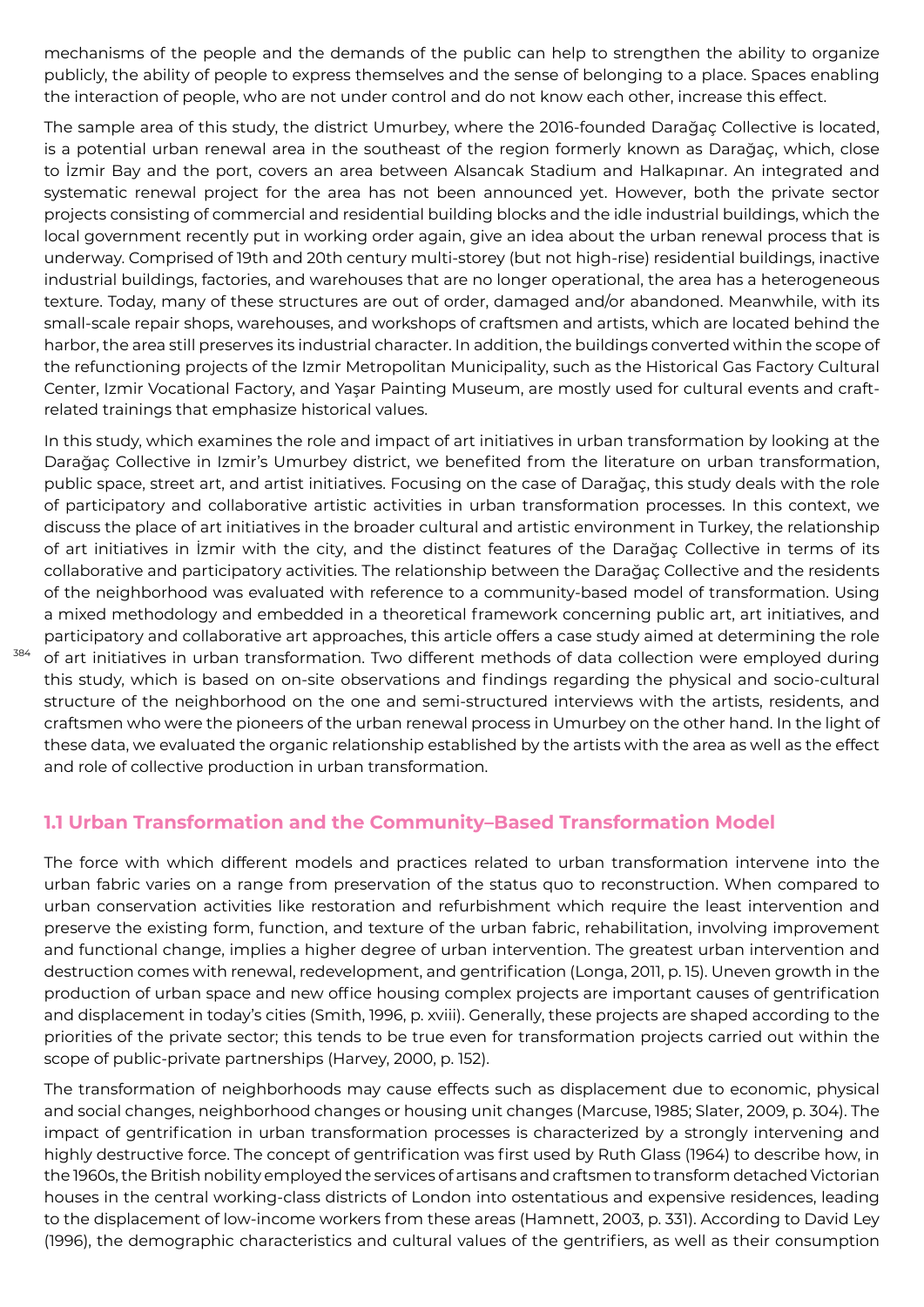mechanisms of the people and the demands of the public can help to strengthen the ability to organize publicly, the ability of people to express themselves and the sense of belonging to a place. Spaces enabling the interaction of people, who are not under control and do not know each other, increase this effect.

The sample area of this study, the district Umurbey, where the 2016-founded Darağaç Collective is located, is a potential urban renewal area in the southeast of the region formerly known as Darağaç, which, close to İzmir Bay and the port, covers an area between Alsancak Stadium and Halkapınar. An integrated and systematic renewal project for the area has not been announced yet. However, both the private sector projects consisting of commercial and residential building blocks and the idle industrial buildings, which the local government recently put in working order again, give an idea about the urban renewal process that is underway. Comprised of 19th and 20th century multi-storey (but not high-rise) residential buildings, inactive industrial buildings, factories, and warehouses that are no longer operational, the area has a heterogeneous texture. Today, many of these structures are out of order, damaged and/or abandoned. Meanwhile, with its small-scale repair shops, warehouses, and workshops of craftsmen and artists, which are located behind the harbor, the area still preserves its industrial character. In addition, the buildings converted within the scope of the refunctioning projects of the Izmir Metropolitan Municipality, such as the Historical Gas Factory Cultural Center, Izmir Vocational Factory, and Yaşar Painting Museum, are mostly used for cultural events and craft-related trainings that emphasize historical values.

In this study, which examines the role and impact of art initiatives in urban transformation by looking at the Darağaç Collective in Izmir's Umurbey district, we benefited from the literature on urban transformation, public space, street art, and artist initiatives. Focusing on the case of Darağaç, this study deals with the role of participatory and collaborative artistic activities in urban transformation processes. In this context, we discuss the place of art initiatives in the broader cultural and artistic environment in Turkey, the relationship of art initiatives in İzmir with the city, and the distinct features of the Darağaç Collective in terms of its collaborative and participatory activities. The relationship between the Darağaç Collective and the residents of the neighborhood was evaluated with reference to a community-based model of transformation. Using a mixed methodology and embedded in a theoretical framework concerning public art, art initiatives, and participatory and collaborative art approaches, this article offers a case study aimed at determining the role of art initiatives in urban transformation. Two different methods of data collection were employed during this study, which is based on on-site observations and findings regarding the physical and socio-cultural structure of the neighborhood on the one and semi-structured interviews with the artists, residents, and craftsmen who were the pioneers of the urban renewal process in Umurbey on the other hand. In the light of these data, we evaluated the organic relationship established by the artists with the area as well as the effect and role of collective production in urban transformation.

## 1.1 Urban Transformation and the Community–Based Transformation Model

The force with which different models and practices related to urban transformation intervene into the urban fabric varies on a range from preservation of the status quo to reconstruction. When compared to urban conservation activities like restoration and refurbishment which require the least intervention and preserve the existing form, function, and texture of the urban fabric, rehabilitation, involving improvement and functional change, implies a higher degree of urban intervention. The greatest urban intervention and destruction comes with renewal, redevelopment, and gentrification (Longa, 2011, p. 15). Uneven growth in the production of urban space and new office housing complex projects are important causes of gentrification and displacement in today's cities (Smith, 1996, p. xviii). Generally, these projects are shaped according to the priorities of the private sector; this tends to be true even for transformation projects carried out within the scope of public-private partnerships (Harvey, 2000, p. 152).

The transformation of neighborhoods may cause effects such as displacement due to economic, physical and social changes, neighborhood changes or housing unit changes (Marcuse, 1985; Slater, 2009, p. 304). The impact of gentrification in urban transformation processes is characterized by a strongly intervening and highly destructive force. The concept of gentrification was first used by Ruth Glass (1964) to describe how, in the 1960s, the British nobility employed the services of artisans and craftsmen to transform detached Victorian houses in the central working-class districts of London into ostentatious and expensive residences, leading to the displacement of low-income workers from these areas (Hamnett, 2003, p. 331). According to David Ley (1996), the demographic characteristics and cultural values of the gentrifiers, as well as their consumption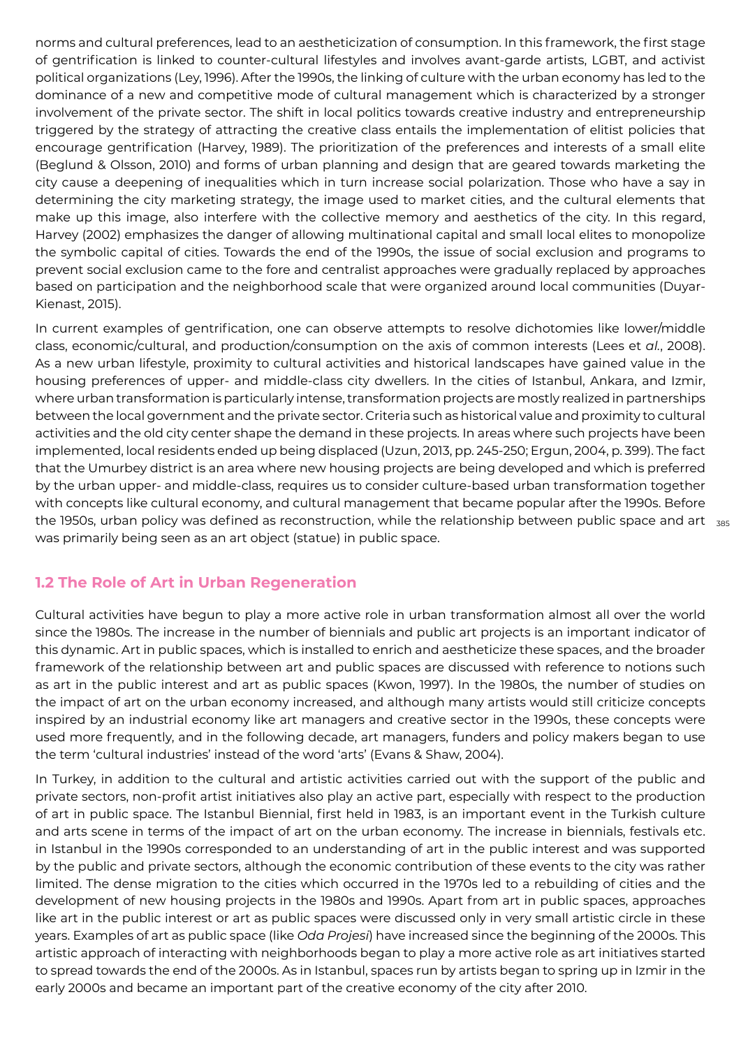norms and cultural preferences, lead to an aestheticization of consumption. In this framework, the first stage of gentrification is linked to counter-cultural lifestyles and involves avant-garde artists, LGBT, and activist political organizations (Ley, 1996). After the 1990s, the linking of culture with the urban economy has led to the dominance of a new and competitive mode of cultural management which is characterized by a stronger involvement of the private sector. The shift in local politics towards creative industry and entrepreneurship triggered by the strategy of attracting the creative class entails the implementation of elitist policies that encourage gentrification (Harvey, 1989). The prioritization of the preferences and interests of a small elite (Beglund & Olsson, 2010) and forms of urban planning and design that are geared towards marketing the city cause a deepening of inequalities which in turn increase social polarization. Those who have a say in determining the city marketing strategy, the image used to market cities, and the cultural elements that make up this image, also interfere with the collective memory and aesthetics of the city. In this regard, Harvey (2002) emphasizes the danger of allowing multinational capital and small local elites to monopolize the symbolic capital of cities. Towards the end of the 1990s, the issue of social exclusion and programs to prevent social exclusion came to the fore and centralist approaches were gradually replaced by approaches based on participation and the neighborhood scale that were organized around local communities (Duyar-Kienast, 2015).

In current examples of gentrification, one can observe attempts to resolve dichotomies like lower/middle class, economic/cultural, and production/consumption on the axis of common interests (Lees et *al.*, 2008). As a new urban lifestyle, proximity to cultural activities and historical landscapes have gained value in the housing preferences of upper- and middle-class city dwellers. In the cities of Istanbul, Ankara, and Izmir, where urban transformation is particularly intense, transformation projects are mostly realized in partnerships between the local government and the private sector. Criteria such as historical value and proximity to cultural activities and the old city center shape the demand in these projects. In areas where such projects have been implemented, local residents ended up being displaced (Uzun, 2013, pp. 245-250; Ergun, 2004, p. 399). The fact that the Umurbey district is an area where new housing projects are being developed and which is preferred by the urban upper- and middle-class, requires us to consider culture-based urban transformation together with concepts like cultural economy, and cultural management that became popular after the 1990s. Before the 1950s, urban policy was defined as reconstruction, while the relationship between public space and art was primarily being seen as an art object (statue) in public space.

## 1.2 The Role of Art in Urban Regeneration

Cultural activities have begun to play a more active role in urban transformation almost all over the world since the 1980s. The increase in the number of biennials and public art projects is an important indicator of this dynamic. Art in public spaces, which is installed to enrich and aestheticize these spaces, and the broader framework of the relationship between art and public spaces are discussed with reference to notions such as art in the public interest and art as public spaces (Kwon, 1997). In the 1980s, the number of studies on the impact of art on the urban economy increased, and although many artists would still criticize concepts inspired by an industrial economy like art managers and creative sector in the 1990s, these concepts were used more frequently, and in the following decade, art managers, funders and policy makers began to use the term 'cultural industries' instead of the word 'arts' (Evans & Shaw, 2004).

In Turkey, in addition to the cultural and artistic activities carried out with the support of the public and private sectors, non-profit artist initiatives also play an active part, especially with respect to the production of art in public space. The Istanbul Biennial, first held in 1983, is an important event in the Turkish culture and arts scene in terms of the impact of art on the urban economy. The increase in biennials, festivals etc. in Istanbul in the 1990s corresponded to an understanding of art in the public interest and was supported by the public and private sectors, although the economic contribution of these events to the city was rather limited. The dense migration to the cities which occurred in the 1970s led to a rebuilding of cities and the development of new housing projects in the 1980s and 1990s. Apart from art in public spaces, approaches like art in the public interest or art as public spaces were discussed only in very small artistic circle in these years. Examples of art as public space (like *Oda Projesi*) have increased since the beginning of the 2000s. This artistic approach of interacting with neighborhoods began to play a more active role as art initiatives started to spread towards the end of the 2000s. As in Istanbul, spaces run by artists began to spring up in Izmir in the early 2000s and became an important part of the creative economy of the city after 2010.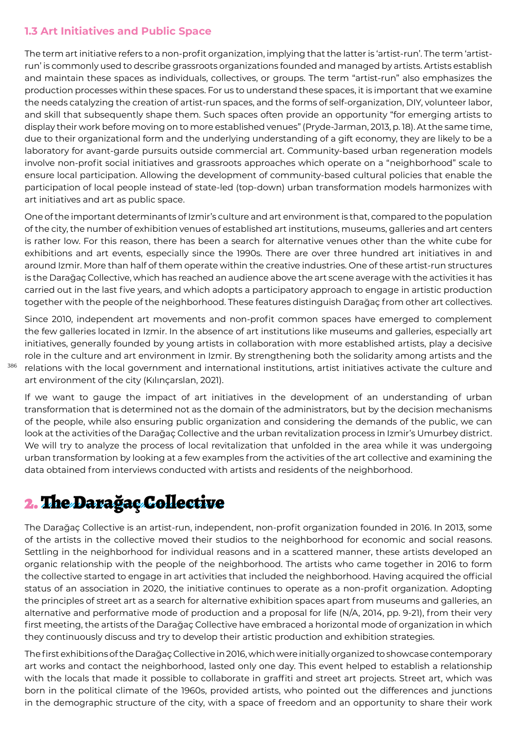### 1.3 Art Initiatives and Public Space

The term art initiative refers to a non-profit organization, implying that the latter is 'artist-run'. The term 'artist-run' is commonly used to describe grassroots organizations founded and managed by artists. Artists establish and maintain these spaces as individuals, collectives, or groups. The term "artist-run" also emphasizes the production processes within these spaces. For us to understand these spaces, it is important that we examine the needs catalyzing the creation of artist-run spaces, and the forms of self-organization, DIY, volunteer labor, and skill that subsequently shape them. Such spaces often provide an opportunity "for emerging artists to display their work before moving on to more established venues" (Pryde-Jarman, 2013, p. 18). At the same time, due to their organizational form and the underlying understanding of a gift economy, they are likely to be a laboratory for avant-garde pursuits outside commercial art. Community-based urban regeneration models involve non-profit social initiatives and grassroots approaches which operate on a "neighborhood" scale to ensure local participation. Allowing the development of community-based cultural policies that enable the participation of local people instead of state-led (top-down) urban transformation models harmonizes with art initiatives and art as public space.

One of the important determinants of Izmir's culture and art environment is that, compared to the population of the city, the number of exhibition venues of established art institutions, museums, galleries and art centers is rather low. For this reason, there has been a search for alternative venues other than the white cube for exhibitions and art events, especially since the 1990s. There are over three hundred art initiatives in and around Izmir. More than half of them operate within the creative industries. One of these artist-run structures is the Darağaç Collective, which has reached an audience above the art scene average with the activities it has carried out in the last five years, and which adopts a participatory approach to engage in artistic production together with the people of the neighborhood. These features distinguish Darağaç from other art collectives.

Since 2010, independent art movements and non-profit common spaces have emerged to complement the few galleries located in Izmir. In the absence of art institutions like museums and galleries, especially art initiatives, generally founded by young artists in collaboration with more established artists, play a decisive role in the culture and art environment in Izmir. By strengthening both the solidarity among artists and the relations with the local government and international institutions, artist initiatives activate the culture and art environment of the city (Kılınçarslan, 2021).

If we want to gauge the impact of art initiatives in the development of an understanding of urban transformation that is determined not as the domain of the administrators, but by the decision mechanisms of the people, while also ensuring public organization and considering the demands of the public, we can look at the activities of the Darağaç Collective and the urban revitalization process in Izmir's Umurbey district. We will try to analyze the process of local revitalization that unfolded in the area while it was undergoing urban transformation by looking at a few examples from the activities of the art collective and examining the data obtained from interviews conducted with artists and residents of the neighborhood.

## 2. The Darağaç Collective

The Darağaç Collective is an artist-run, independent, non-profit organization founded in 2016. In 2013, some of the artists in the collective moved their studios to the neighborhood for economic and social reasons. Settling in the neighborhood for individual reasons and in a scattered manner, these artists developed an organic relationship with the people of the neighborhood. The artists who came together in 2016 to form the collective started to engage in art activities that included the neighborhood. Having acquired the official status of an association in 2020, the initiative continues to operate as a non-profit organization. Adopting the principles of street art as a search for alternative exhibition spaces apart from museums and galleries, an alternative and performative mode of production and a proposal for life (N/A, 2014, pp. 9-21), from their very first meeting, the artists of the Darağaç Collective have embraced a horizontal mode of organization in which they continuously discuss and try to develop their artistic production and exhibition strategies.

The first exhibitions of the Darağaç Collective in 2016, which were initially organized to showcase contemporary art works and contact the neighborhood, lasted only one day. This event helped to establish a relationship with the locals that made it possible to collaborate in graffiti and street art projects. Street art, which was born in the political climate of the 1960s, provided artists, who pointed out the differences and junctions in the demographic structure of the city, with a space of freedom and an opportunity to share their work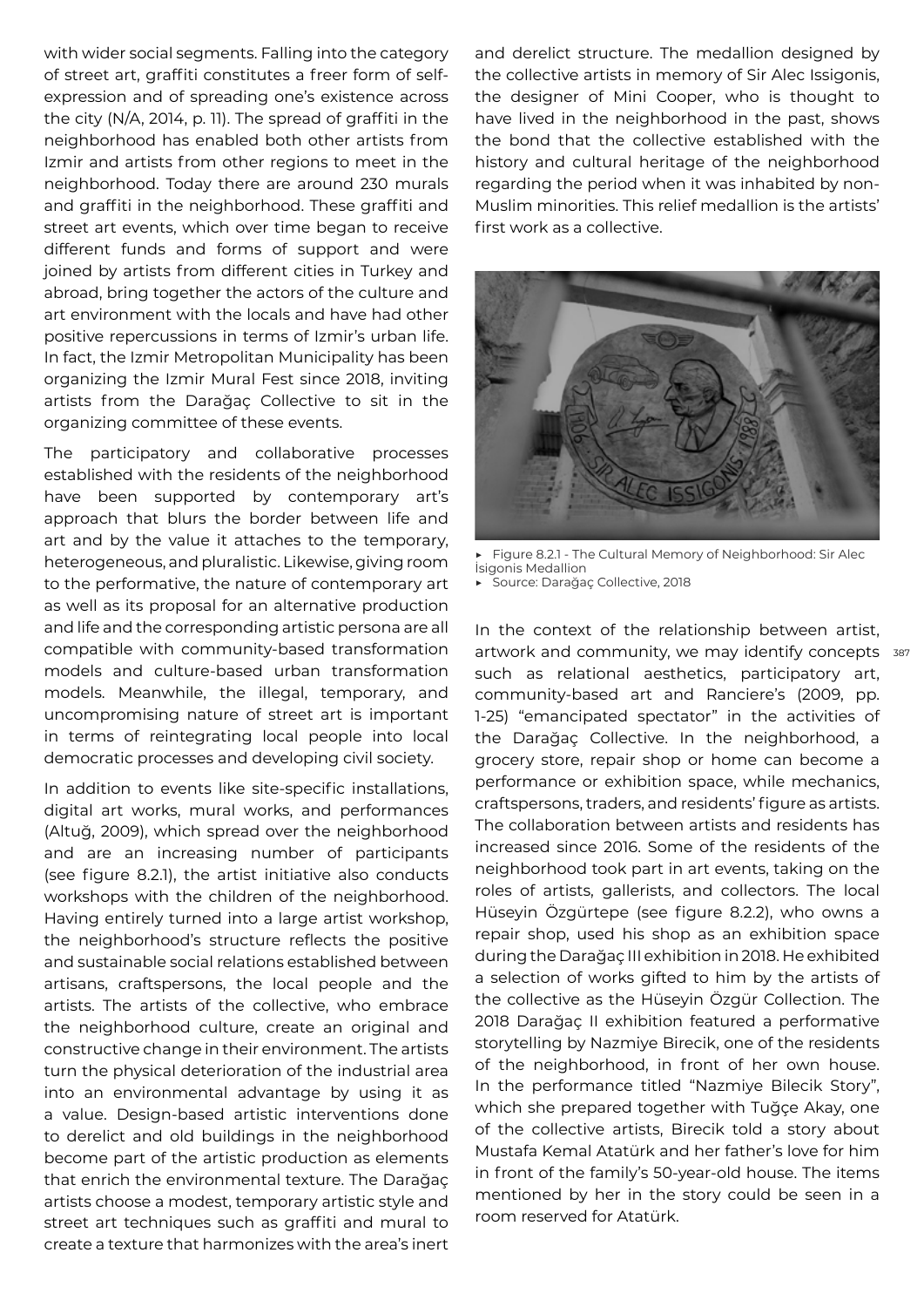with wider social segments. Falling into the category of street art, graffiti constitutes a freer form of self-expression and of spreading one's existence across the city (N/A, 2014, p. 11). The spread of graffiti in the neighborhood has enabled both other artists from Izmir and artists from other regions to meet in the neighborhood. Today there are around 230 murals and graffiti in the neighborhood. These graffiti and street art events, which over time began to receive different funds and forms of support and were joined by artists from different cities in Turkey and abroad, bring together the actors of the culture and art environment with the locals and have had other positive repercussions in terms of Izmir's urban life. In fact, the Izmir Metropolitan Municipality has been organizing the Izmir Mural Fest since 2018, inviting artists from the Darağaç Collective to sit in the organizing committee of these events.

The participatory and collaborative processes established with the residents of the neighborhood have been supported by contemporary art's approach that blurs the border between life and art and by the value it attaches to the temporary, heterogeneous, and pluralistic. Likewise, giving room to the performative, the nature of contemporary art as well as its proposal for an alternative production and life and the corresponding artistic persona are all compatible with community-based transformation models and culture-based urban transformation models. Meanwhile, the illegal, temporary, and uncompromising nature of street art is important in terms of reintegrating local people into local democratic processes and developing civil society.

In addition to events like site-specific installations, digital art works, mural works, and performances (Altuğ, 2009), which spread over the neighborhood and are an increasing number of participants (see figure 8.2.1), the artist initiative also conducts workshops with the children of the neighborhood. Having entirely turned into a large artist workshop, the neighborhood's structure reflects the positive and sustainable social relations established between artisans, craftspersons, the local people and the artists. The artists of the collective, who embrace the neighborhood culture, create an original and constructive change in their environment. The artists turn the physical deterioration of the industrial area into an environmental advantage by using it as a value. Design-based artistic interventions done to derelict and old buildings in the neighborhood become part of the artistic production as elements that enrich the environmental texture. The Darağaç artists choose a modest, temporary artistic style and street art techniques such as graffiti and mural to create a texture that harmonizes with the area's inert and derelict structure. The medallion designed by the collective artists in memory of Sir Alec Issigonis, the designer of Mini Cooper, who is thought to have lived in the neighborhood in the past, shows the bond that the collective established with the history and cultural heritage of the neighborhood regarding the period when it was inhabited by non-Muslim minorities. This relief medallion is the artists' first work as a collective.

- Figure 8.2.1 - The Cultural Memory of Neighborhood: Sir Alec İsigonis Medallion
- Source: Darağaç Collective, 2018

In the context of the relationship between artist, artwork and community, we may identify concepts such as relational aesthetics, participatory art, community-based art and Ranciere's (2009, pp. 1-25) "emancipated spectator" in the activities of the Darağaç Collective. In the neighborhood, a grocery store, repair shop or home can become a performance or exhibition space, while mechanics, craftspersons, traders, and residents' figure as artists. The collaboration between artists and residents has increased since 2016. Some of the residents of the neighborhood took part in art events, taking on the roles of artists, gallerists, and collectors. The local Hüseyin Özgürtepe (see figure 8.2.2), who owns a repair shop, used his shop as an exhibition space during the Darağaç III exhibition in 2018. He exhibited a selection of works gifted to him by the artists of the collective as the Hüseyin Özgür Collection. The 2018 Darağaç II exhibition featured a performative storytelling by Nazmiye Birecik, one of the residents of the neighborhood, in front of her own house. In the performance titled "Nazmiye Bilecik Story", which she prepared together with Tuğçe Akay, one of the collective artists, Birecik told a story about Mustafa Kemal Atatürk and her father's love for him in front of the family's 50-year-old house. The items mentioned by her in the story could be seen in a room reserved for Atatürk.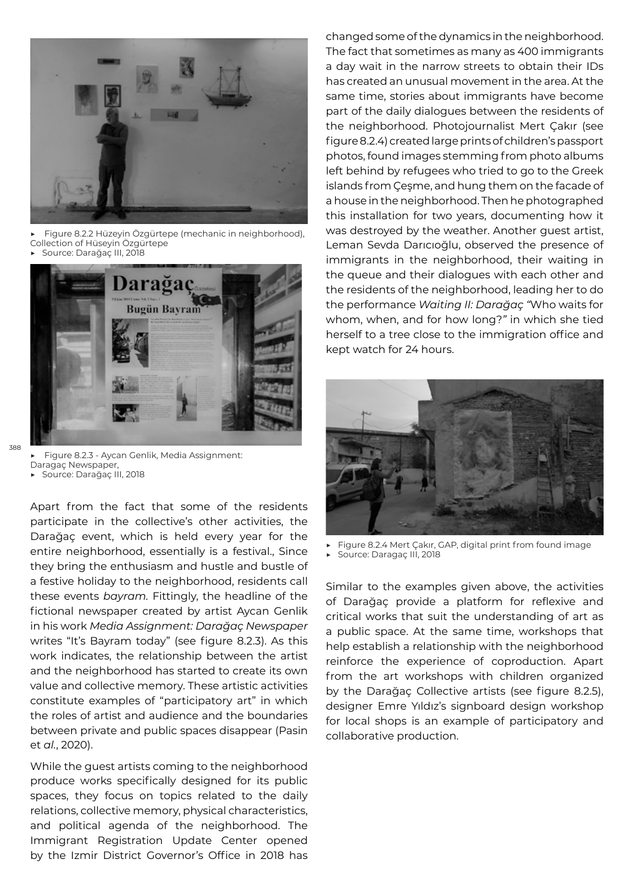▸ Figure 8.2.2 Hüzeyin Özgürtepe (mechanic in neighborhood), Collection of Hüseyin Özgürtepe
▸ Source: Darağaç III, 2018

▸ Figure 8.2.3 - Aycan Genlik, Media Assignment: Daragaç Newspaper,
▸ Source: Darağaç III, 2018

Apart from the fact that some of the residents participate in the collective's other activities, the Darağaç event, which is held every year for the entire neighborhood, essentially is a festival., Since they bring the enthusiasm and hustle and bustle of a festive holiday to the neighborhood, residents call these events *bayram*. Fittingly, the headline of the fictional newspaper created by artist Aycan Genlik in his work *Media Assignment: Darağaç Newspaper* writes "It's Bayram today" (see figure 8.2.3). As this work indicates, the relationship between the artist and the neighborhood has started to create its own value and collective memory. These artistic activities constitute examples of "participatory art" in which the roles of artist and audience and the boundaries between private and public spaces disappear (Pasin et *al*., 2020).

While the guest artists coming to the neighborhood produce works specifically designed for its public spaces, they focus on topics related to the daily relations, collective memory, physical characteristics, and political agenda of the neighborhood. The Immigrant Registration Update Center opened by the Izmir District Governor's Office in 2018 has changed some of the dynamics in the neighborhood. The fact that sometimes as many as 400 immigrants a day wait in the narrow streets to obtain their IDs has created an unusual movement in the area. At the same time, stories about immigrants have become part of the daily dialogues between the residents of the neighborhood. Photojournalist Mert Çakır (see figure 8.2.4) created large prints of children's passport photos, found images stemming from photo albums left behind by refugees who tried to go to the Greek islands from Çeşme, and hung them on the facade of a house in the neighborhood. Then he photographed this installation for two years, documenting how it was destroyed by the weather. Another guest artist, Leman Sevda Darıcıoğlu, observed the presence of immigrants in the neighborhood, their waiting in the queue and their dialogues with each other and the residents of the neighborhood, leading her to do the performance *Waiting II: Darağaç* "Who waits for whom, when, and for how long?" in which she tied herself to a tree close to the immigration office and kept watch for 24 hours.

▸ Figure 8.2.4 Mert Çakır, GAP, digital print from found image
▸ Source: Daragaç III, 2018

Similar to the examples given above, the activities of Darağaç provide a platform for reflexive and critical works that suit the understanding of art as a public space. At the same time, workshops that help establish a relationship with the neighborhood reinforce the experience of coproduction. Apart from the art workshops with children organized by the Darağaç Collective artists (see figure 8.2.5), designer Emre Yıldız's signboard design workshop for local shops is an example of participatory and collaborative production.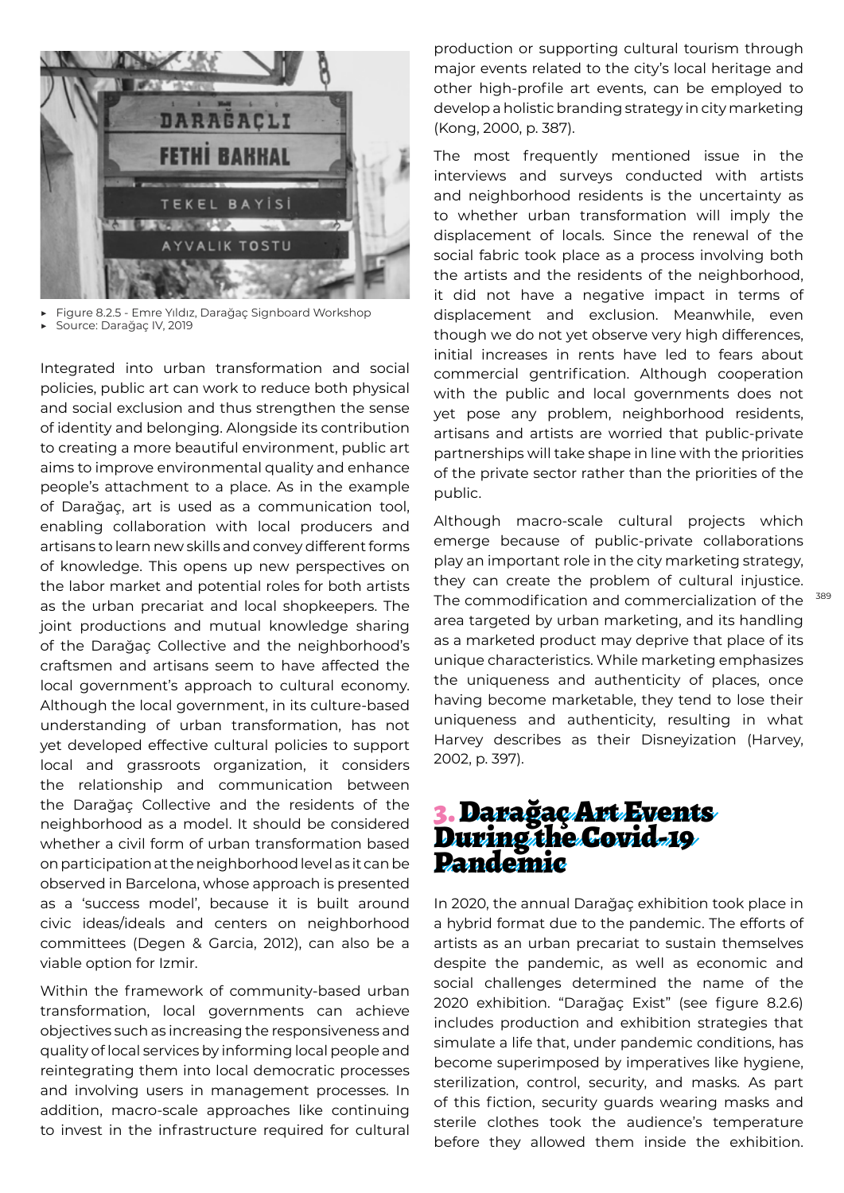- Figure 8.2.5 - Emre Yıldız, Darağaç Signboard Workshop
- Source: Darağaç IV, 2019

Integrated into urban transformation and social policies, public art can work to reduce both physical and social exclusion and thus strengthen the sense of identity and belonging. Alongside its contribution to creating a more beautiful environment, public art aims to improve environmental quality and enhance people's attachment to a place. As in the example of Darağaç, art is used as a communication tool, enabling collaboration with local producers and artisans to learn new skills and convey different forms of knowledge. This opens up new perspectives on the labor market and potential roles for both artists as the urban precariat and local shopkeepers. The joint productions and mutual knowledge sharing of the Darağaç Collective and the neighborhood's craftsmen and artisans seem to have affected the local government's approach to cultural economy. Although the local government, in its culture-based understanding of urban transformation, has not yet developed effective cultural policies to support local and grassroots organization, it considers the relationship and communication between the Darağaç Collective and the residents of the neighborhood as a model. It should be considered whether a civil form of urban transformation based on participation at the neighborhood level as it can be observed in Barcelona, whose approach is presented as a 'success model', because it is built around civic ideas/ideals and centers on neighborhood committees (Degen & Garcia, 2012), can also be a viable option for Izmir.

Within the framework of community-based urban transformation, local governments can achieve objectives such as increasing the responsiveness and quality of local services by informing local people and reintegrating them into local democratic processes and involving users in management processes. In addition, macro-scale approaches like continuing to invest in the infrastructure required for cultural production or supporting cultural tourism through major events related to the city's local heritage and other high-profile art events, can be employed to develop a holistic branding strategy in city marketing (Kong, 2000, p. 387).

The most frequently mentioned issue in the interviews and surveys conducted with artists and neighborhood residents is the uncertainty as to whether urban transformation will imply the displacement of locals. Since the renewal of the social fabric took place as a process involving both the artists and the residents of the neighborhood, it did not have a negative impact in terms of displacement and exclusion. Meanwhile, even though we do not yet observe very high differences, initial increases in rents have led to fears about commercial gentrification. Although cooperation with the public and local governments does not yet pose any problem, neighborhood residents, artisans and artists are worried that public-private partnerships will take shape in line with the priorities of the private sector rather than the priorities of the public.

Although macro-scale cultural projects which emerge because of public-private collaborations play an important role in the city marketing strategy, they can create the problem of cultural injustice. The commodification and commercialization of the area targeted by urban marketing, and its handling as a marketed product may deprive that place of its unique characteristics. While marketing emphasizes the uniqueness and authenticity of places, once having become marketable, they tend to lose their uniqueness and authenticity, resulting in what Harvey describes as their Disneyization (Harvey, 2002, p. 397).

## 3. Darağaç Art Events During the Covid-19 Pandemic

In 2020, the annual Darağaç exhibition took place in a hybrid format due to the pandemic. The efforts of artists as an urban precariat to sustain themselves despite the pandemic, as well as economic and social challenges determined the name of the 2020 exhibition. "Darağaç Exist" (see figure 8.2.6) includes production and exhibition strategies that simulate a life that, under pandemic conditions, has become superimposed by imperatives like hygiene, sterilization, control, security, and masks. As part of this fiction, security guards wearing masks and sterile clothes took the audience's temperature before they allowed them inside the exhibition.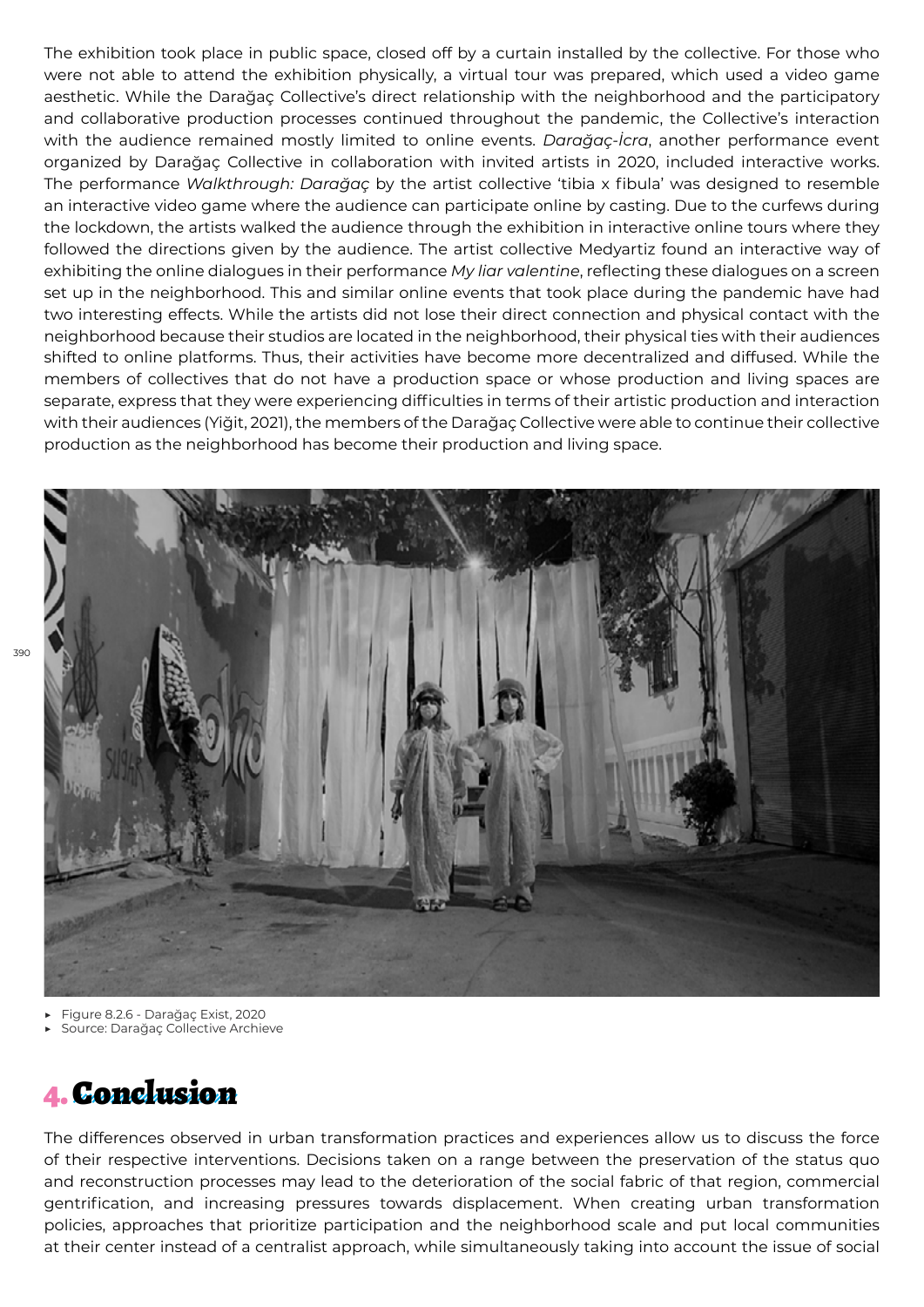The exhibition took place in public space, closed off by a curtain installed by the collective. For those who were not able to attend the exhibition physically, a virtual tour was prepared, which used a video game aesthetic. While the Darağaç Collective's direct relationship with the neighborhood and the participatory and collaborative production processes continued throughout the pandemic, the Collective's interaction with the audience remained mostly limited to online events. *Darağaç-İcra*, another performance event organized by Darağaç Collective in collaboration with invited artists in 2020, included interactive works. The performance *Walkthrough: Darağaç* by the artist collective 'tibia x fibula' was designed to resemble an interactive video game where the audience can participate online by casting. Due to the curfews during the lockdown, the artists walked the audience through the exhibition in interactive online tours where they followed the directions given by the audience. The artist collective Medyartiz found an interactive way of exhibiting the online dialogues in their performance *My liar valentine*, reflecting these dialogues on a screen set up in the neighborhood. This and similar online events that took place during the pandemic have had two interesting effects. While the artists did not lose their direct connection and physical contact with the neighborhood because their studios are located in the neighborhood, their physical ties with their audiences shifted to online platforms. Thus, their activities have become more decentralized and diffused. While the members of collectives that do not have a production space or whose production and living spaces are separate, express that they were experiencing difficulties in terms of their artistic production and interaction with their audiences (Yiğit, 2021), the members of the Darağaç Collective were able to continue their collective production as the neighborhood has become their production and living space.

- Figure 8.2.6 - Darağaç Exist, 2020
- Source: Darağaç Collective Archieve

## 4. Conclusion

The differences observed in urban transformation practices and experiences allow us to discuss the force of their respective interventions. Decisions taken on a range between the preservation of the status quo and reconstruction processes may lead to the deterioration of the social fabric of that region, commercial gentrification, and increasing pressures towards displacement. When creating urban transformation policies, approaches that prioritize participation and the neighborhood scale and put local communities at their center instead of a centralist approach, while simultaneously taking into account the issue of social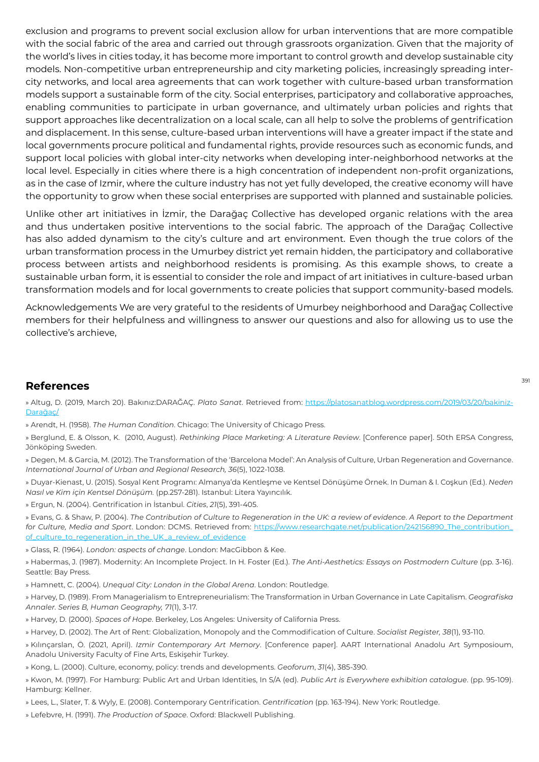exclusion and programs to prevent social exclusion allow for urban interventions that are more compatible with the social fabric of the area and carried out through grassroots organization. Given that the majority of the world's lives in cities today, it has become more important to control growth and develop sustainable city models. Non-competitive urban entrepreneurship and city marketing policies, increasingly spreading inter-city networks, and local area agreements that can work together with culture-based urban transformation models support a sustainable form of the city. Social enterprises, participatory and collaborative approaches, enabling communities to participate in urban governance, and ultimately urban policies and rights that support approaches like decentralization on a local scale, can all help to solve the problems of gentrification and displacement. In this sense, culture-based urban interventions will have a greater impact if the state and local governments procure political and fundamental rights, provide resources such as economic funds, and support local policies with global inter-city networks when developing inter-neighborhood networks at the local level. Especially in cities where there is a high concentration of independent non-profit organizations, as in the case of Izmir, where the culture industry has not yet fully developed, the creative economy will have the opportunity to grow when these social enterprises are supported with planned and sustainable policies.

Unlike other art initiatives in İzmir, the Darağaç Collective has developed organic relations with the area and thus undertaken positive interventions to the social fabric. The approach of the Darağaç Collective has also added dynamism to the city's culture and art environment. Even though the true colors of the urban transformation process in the Umurbey district yet remain hidden, the participatory and collaborative process between artists and neighborhood residents is promising. As this example shows, to create a sustainable urban form, it is essential to consider the role and impact of art initiatives in culture-based urban transformation models and for local governments to create policies that support community-based models.

Acknowledgements We are very grateful to the residents of Umurbey neighborhood and Darağaç Collective members for their helpfulness and willingness to answer our questions and also for allowing us to use the collective's archieve,

## References

» Altug, D. (2019, March 20). Bakınız:DARAĞAÇ. *Plato Sanat*. Retrieved from: https://platosanatblog.wordpress.com/2019/03/20/bakiniz-Darağaç/

» Arendt, H. (1958). *The Human Condition*. Chicago: The University of Chicago Press.

» Berglund, E. & Olsson, K. (2010, August). *Rethinking Place Marketing: A Literature Review*. [Conference paper]. 50th ERSA Congress, Jönköping Sweden.

» Degen, M. & Garcia, M. (2012). The Transformation of the 'Barcelona Model': An Analysis of Culture, Urban Regeneration and Governance. *International Journal of Urban and Regional Research, 36*(5), 1022-1038.

» Duyar-Kienast, U. (2015). Sosyal Kent Programı: Almanya'da Kentleşme ve Kentsel Dönüşüme Örnek. In Duman & I. Coşkun (Ed.). *Neden Nasıl ve Kim için Kentsel Dönüşüm.* (pp.257-281). Istanbul: Litera Yayıncılık.

» Ergun, N. (2004). Gentrification in İstanbul. *Cities*, *21*(5), 391-405.

» Evans, G. & Shaw, P. (2004). *The Contribution of Culture to Regeneration in the UK: a review of evidence*. *A Report to the Department for Culture, Media and Sport*. London: DCMS. Retrieved from: https://www.researchgate.net/publication/242156890_The_contribution_of_culture_to_regeneration_in_the_UK_a_review_of_evidence

» Glass, R. (1964). *London: aspects of change*. London: MacGibbon & Kee.

» Habermas, J. (1987). Modernity: An Incomplete Project. In H. Foster (Ed.). *The Anti-Aesthetics: Essays on Postmodern Culture* (pp. 3-16). Seattle: Bay Press.

» Hamnett, C. (2004). *Unequal City: London in the Global Arena*. London: Routledge.

» Harvey, D. (1989). From Managerialism to Entrepreneurialism: The Transformation in Urban Governance in Late Capitalism. *Geografiska Annaler. Series B, Human Geography, 71*(1), 3-17.

» Harvey, D. (2000). *Spaces of Hope*. Berkeley, Los Angeles: University of California Press.

» Harvey, D. (2002). The Art of Rent: Globalization, Monopoly and the Commodification of Culture. *Socialist Register, 38*(1), 93-110.

» Kılınçarslan, Ö. (2021, April). *Izmir Contemporary Art Memory*. [Conference paper]. AART International Anadolu Art Symposioum, Anadolu University Faculty of Fine Arts, Eskişehir Turkey.

» Kong, L. (2000). Culture, economy, policy: trends and developments. *Geoforum*, *31*(4), 385-390.

» Kwon, M. (1997). For Hamburg: Public Art and Urban Identities, In S/A (ed). *Public Art is Everywhere exhibition catalogue*. (pp. 95-109). Hamburg: Kellner.

» Lees, L., Slater, T. & Wyly, E. (2008). Contemporary Gentrification. *Gentrification* (pp. 163-194). New York: Routledge.

» Lefebvre, H. (1991). *The Production of Space*. Oxford: Blackwell Publishing.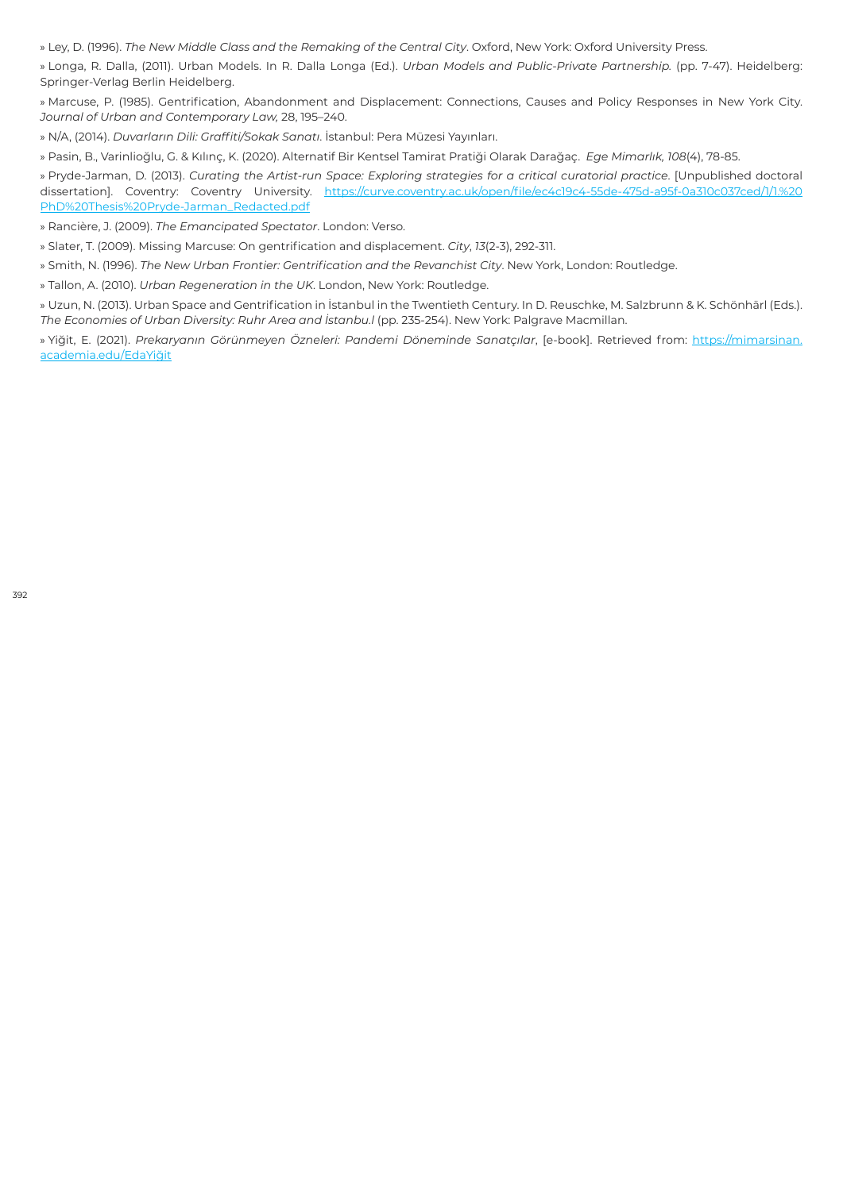» Ley, D. (1996). *The New Middle Class and the Remaking of the Central City*. Oxford, New York: Oxford University Press.

» Longa, R. Dalla, (2011). Urban Models. In R. Dalla Longa (Ed.). *Urban Models and Public-Private Partnership.* (pp. 7-47). Heidelberg: Springer-Verlag Berlin Heidelberg.

» Marcuse, P. (1985). Gentrification, Abandonment and Displacement: Connections, Causes and Policy Responses in New York City. *Journal of Urban and Contemporary Law,* 28, 195–240.

» N/A, (2014). *Duvarların Dili: Graffiti/Sokak Sanatı*. İstanbul: Pera Müzesi Yayınları.

» Pasin, B., Varinlioğlu, G. & Kılınç, K. (2020). Alternatif Bir Kentsel Tamirat Pratiği Olarak Darağaç. *Ege Mimarlık, 108*(4), 78-85.

» Pryde-Jarman, D. (2013). *Curating the Artist-run Space: Exploring strategies for a critical curatorial practice*. [Unpublished doctoral dissertation]. Coventry: Coventry University. https://curve.coventry.ac.uk/open/file/ec4c19c4-55de-475d-a95f-0a310c037ced/1/1.%20PhD%20Thesis%20Pryde-Jarman_Redacted.pdf

» Rancière, J. (2009). *The Emancipated Spectator*. London: Verso.

» Slater, T. (2009). Missing Marcuse: On gentrification and displacement. *City*, *13*(2-3), 292-311.

» Smith, N. (1996). *The New Urban Frontier: Gentrification and the Revanchist City*. New York, London: Routledge.

» Tallon, A. (2010). *Urban Regeneration in the UK*. London, New York: Routledge.

» Uzun, N. (2013). Urban Space and Gentrification in İstanbul in the Twentieth Century. In D. Reuschke, M. Salzbrunn & K. Schönhärl (Eds.). *The Economies of Urban Diversity: Ruhr Area and İstanbu.l* (pp. 235-254). New York: Palgrave Macmillan.

» Yiğit, E. (2021). *Prekaryanın Görünmeyen Özneleri: Pandemi Döneminde Sanatçılar*, [e-book]. Retrieved from: https://mimarsinan.academia.edu/EdaYiğit